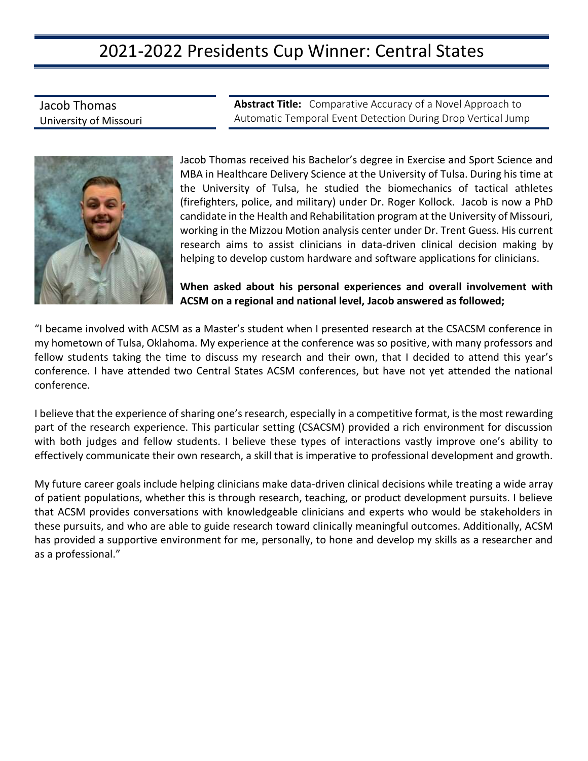# 2021-2022 Presidents Cup Winner: Central States

Jacob Thomas
University of Missouri

**Abstract Title:** Comparative Accuracy of a Novel Approach to Automatic Temporal Event Detection During Drop Vertical Jump

Jacob Thomas received his Bachelor's degree in Exercise and Sport Science and MBA in Healthcare Delivery Science at the University of Tulsa. During his time at the University of Tulsa, he studied the biomechanics of tactical athletes (firefighters, police, and military) under Dr. Roger Kollock. Jacob is now a PhD candidate in the Health and Rehabilitation program at the University of Missouri, working in the Mizzou Motion analysis center under Dr. Trent Guess. His current research aims to assist clinicians in data-driven clinical decision making by helping to develop custom hardware and software applications for clinicians.

**When asked about his personal experiences and overall involvement with ACSM on a regional and national level, Jacob answered as followed;**

"I became involved with ACSM as a Master's student when I presented research at the CSACSM conference in my hometown of Tulsa, Oklahoma. My experience at the conference was so positive, with many professors and fellow students taking the time to discuss my research and their own, that I decided to attend this year's conference. I have attended two Central States ACSM conferences, but have not yet attended the national conference.

I believe that the experience of sharing one's research, especially in a competitive format, is the most rewarding part of the research experience. This particular setting (CSACSM) provided a rich environment for discussion with both judges and fellow students. I believe these types of interactions vastly improve one's ability to effectively communicate their own research, a skill that is imperative to professional development and growth.

My future career goals include helping clinicians make data-driven clinical decisions while treating a wide array of patient populations, whether this is through research, teaching, or product development pursuits. I believe that ACSM provides conversations with knowledgeable clinicians and experts who would be stakeholders in these pursuits, and who are able to guide research toward clinically meaningful outcomes. Additionally, ACSM has provided a supportive environment for me, personally, to hone and develop my skills as a researcher and as a professional."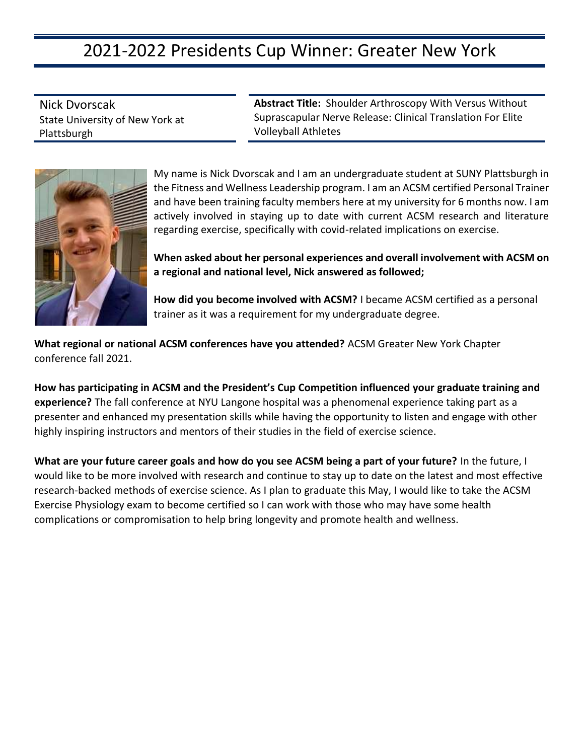# 2021-2022 Presidents Cup Winner: Greater New York

Nick Dvorscak
State University of New York at Plattsburgh

**Abstract Title:** Shoulder Arthroscopy With Versus Without Suprascapular Nerve Release: Clinical Translation For Elite Volleyball Athletes

My name is Nick Dvorscak and I am an undergraduate student at SUNY Plattsburgh in the Fitness and Wellness Leadership program. I am an ACSM certified Personal Trainer and have been training faculty members here at my university for 6 months now. I am actively involved in staying up to date with current ACSM research and literature regarding exercise, specifically with covid-related implications on exercise.

**When asked about her personal experiences and overall involvement with ACSM on a regional and national level, Nick answered as followed;**

**How did you become involved with ACSM?** I became ACSM certified as a personal trainer as it was a requirement for my undergraduate degree.

**What regional or national ACSM conferences have you attended?** ACSM Greater New York Chapter conference fall 2021.

**How has participating in ACSM and the President's Cup Competition influenced your graduate training and experience?** The fall conference at NYU Langone hospital was a phenomenal experience taking part as a presenter and enhanced my presentation skills while having the opportunity to listen and engage with other highly inspiring instructors and mentors of their studies in the field of exercise science.

**What are your future career goals and how do you see ACSM being a part of your future?** In the future, I would like to be more involved with research and continue to stay up to date on the latest and most effective research-backed methods of exercise science. As I plan to graduate this May, I would like to take the ACSM Exercise Physiology exam to become certified so I can work with those who may have some health complications or compromisation to help bring longevity and promote health and wellness.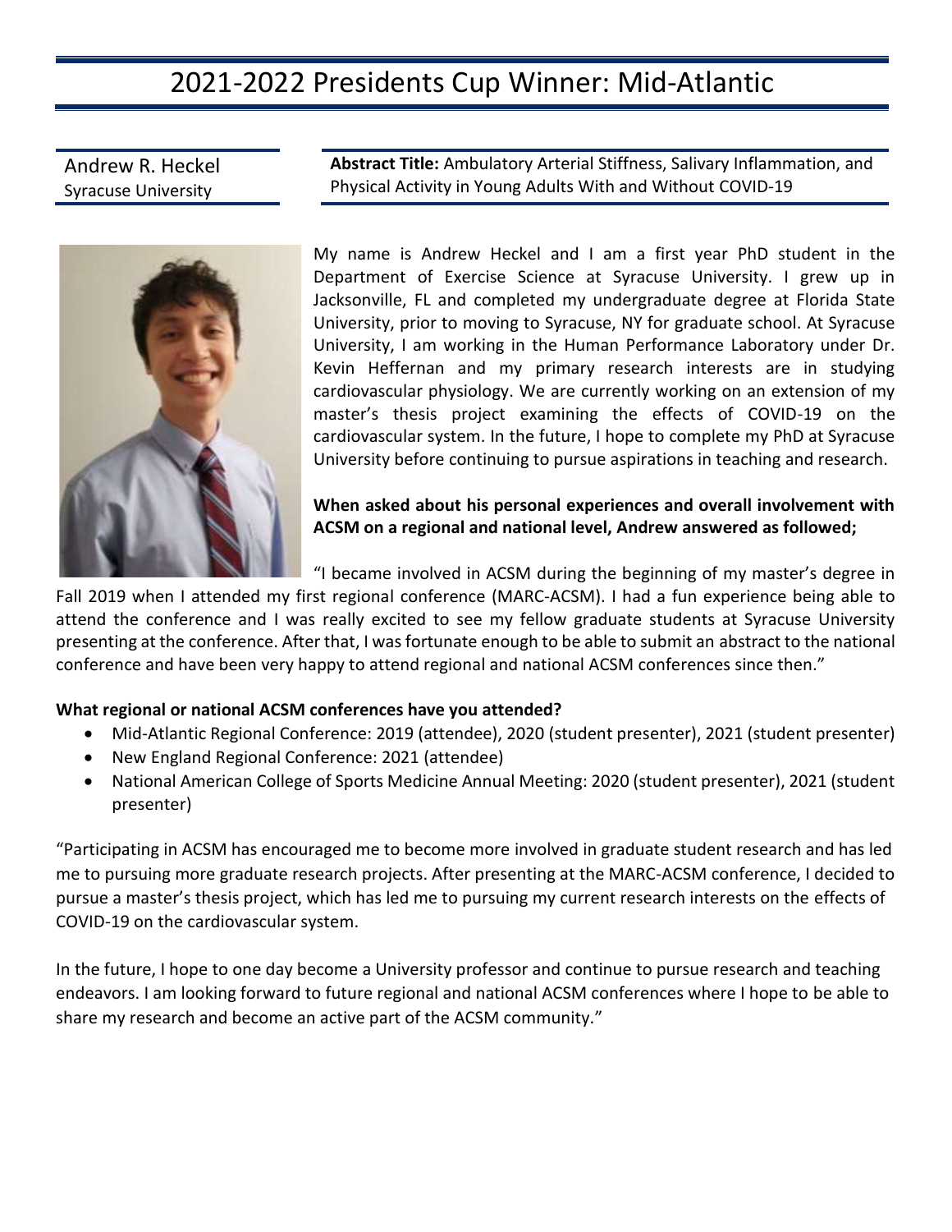# 2021-2022 Presidents Cup Winner: Mid-Atlantic

Andrew R. Heckel
Syracuse University

**Abstract Title:** Ambulatory Arterial Stiffness, Salivary Inflammation, and Physical Activity in Young Adults With and Without COVID-19

My name is Andrew Heckel and I am a first year PhD student in the Department of Exercise Science at Syracuse University. I grew up in Jacksonville, FL and completed my undergraduate degree at Florida State University, prior to moving to Syracuse, NY for graduate school. At Syracuse University, I am working in the Human Performance Laboratory under Dr. Kevin Heffernan and my primary research interests are in studying cardiovascular physiology. We are currently working on an extension of my master's thesis project examining the effects of COVID-19 on the cardiovascular system. In the future, I hope to complete my PhD at Syracuse University before continuing to pursue aspirations in teaching and research.

**When asked about his personal experiences and overall involvement with ACSM on a regional and national level, Andrew answered as followed;**

"I became involved in ACSM during the beginning of my master's degree in Fall 2019 when I attended my first regional conference (MARC-ACSM). I had a fun experience being able to attend the conference and I was really excited to see my fellow graduate students at Syracuse University presenting at the conference. After that, I was fortunate enough to be able to submit an abstract to the national conference and have been very happy to attend regional and national ACSM conferences since then."

**What regional or national ACSM conferences have you attended?**

- Mid-Atlantic Regional Conference: 2019 (attendee), 2020 (student presenter), 2021 (student presenter)
- New England Regional Conference: 2021 (attendee)
- National American College of Sports Medicine Annual Meeting: 2020 (student presenter), 2021 (student presenter)

"Participating in ACSM has encouraged me to become more involved in graduate student research and has led me to pursuing more graduate research projects. After presenting at the MARC-ACSM conference, I decided to pursue a master's thesis project, which has led me to pursuing my current research interests on the effects of COVID-19 on the cardiovascular system.

In the future, I hope to one day become a University professor and continue to pursue research and teaching endeavors. I am looking forward to future regional and national ACSM conferences where I hope to be able to share my research and become an active part of the ACSM community."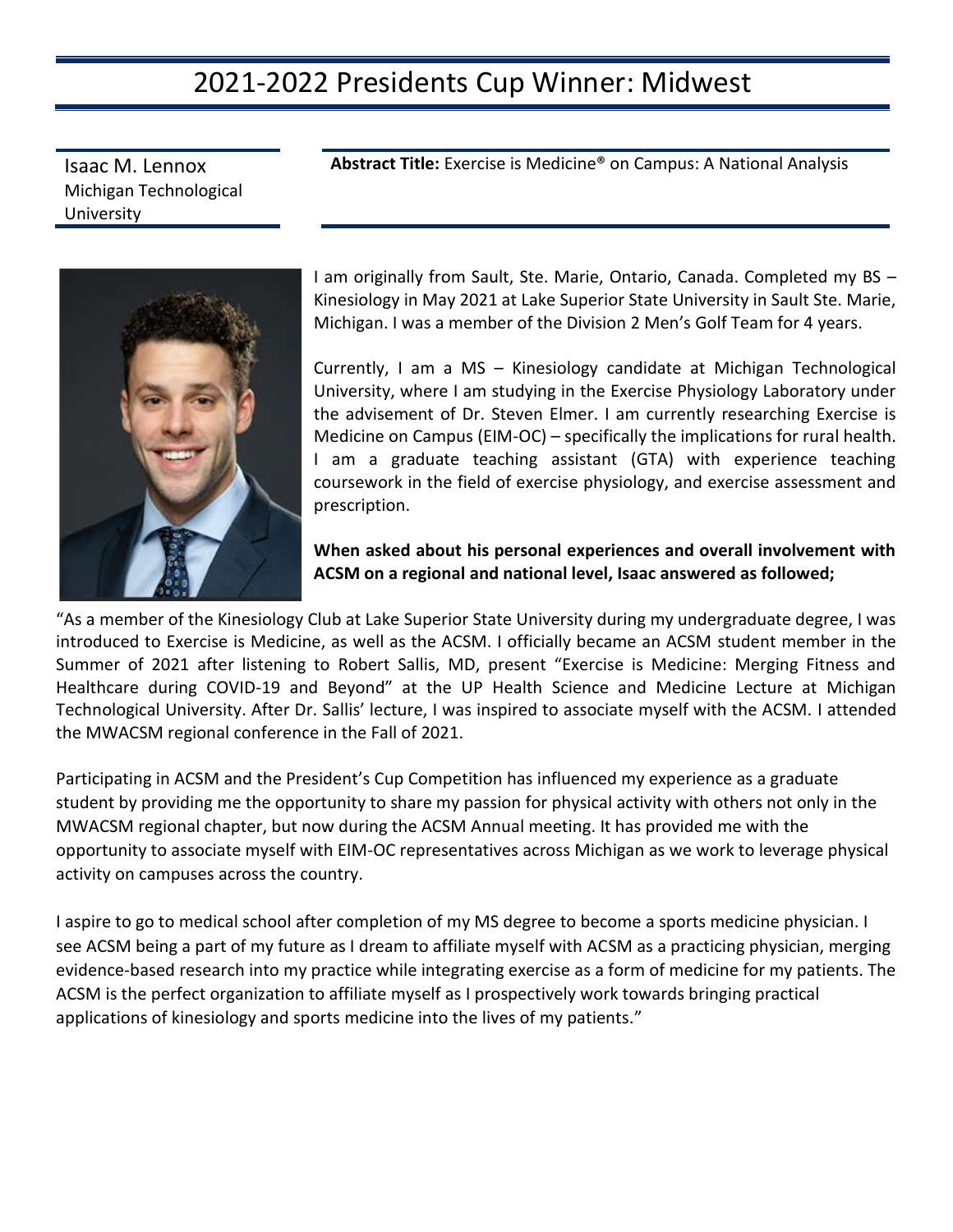# 2021-2022 Presidents Cup Winner: Midwest

Isaac M. Lennox
Michigan Technological University

**Abstract Title:** Exercise is Medicine® on Campus: A National Analysis

I am originally from Sault, Ste. Marie, Ontario, Canada. Completed my BS – Kinesiology in May 2021 at Lake Superior State University in Sault Ste. Marie, Michigan. I was a member of the Division 2 Men's Golf Team for 4 years.

Currently, I am a MS – Kinesiology candidate at Michigan Technological University, where I am studying in the Exercise Physiology Laboratory under the advisement of Dr. Steven Elmer. I am currently researching Exercise is Medicine on Campus (EIM-OC) – specifically the implications for rural health. I am a graduate teaching assistant (GTA) with experience teaching coursework in the field of exercise physiology, and exercise assessment and prescription.

**When asked about his personal experiences and overall involvement with ACSM on a regional and national level, Isaac answered as followed;**

"As a member of the Kinesiology Club at Lake Superior State University during my undergraduate degree, I was introduced to Exercise is Medicine, as well as the ACSM. I officially became an ACSM student member in the Summer of 2021 after listening to Robert Sallis, MD, present "Exercise is Medicine: Merging Fitness and Healthcare during COVID-19 and Beyond" at the UP Health Science and Medicine Lecture at Michigan Technological University. After Dr. Sallis' lecture, I was inspired to associate myself with the ACSM. I attended the MWACSM regional conference in the Fall of 2021.

Participating in ACSM and the President's Cup Competition has influenced my experience as a graduate student by providing me the opportunity to share my passion for physical activity with others not only in the MWACSM regional chapter, but now during the ACSM Annual meeting. It has provided me with the opportunity to associate myself with EIM-OC representatives across Michigan as we work to leverage physical activity on campuses across the country.

I aspire to go to medical school after completion of my MS degree to become a sports medicine physician. I see ACSM being a part of my future as I dream to affiliate myself with ACSM as a practicing physician, merging evidence-based research into my practice while integrating exercise as a form of medicine for my patients. The ACSM is the perfect organization to affiliate myself as I prospectively work towards bringing practical applications of kinesiology and sports medicine into the lives of my patients."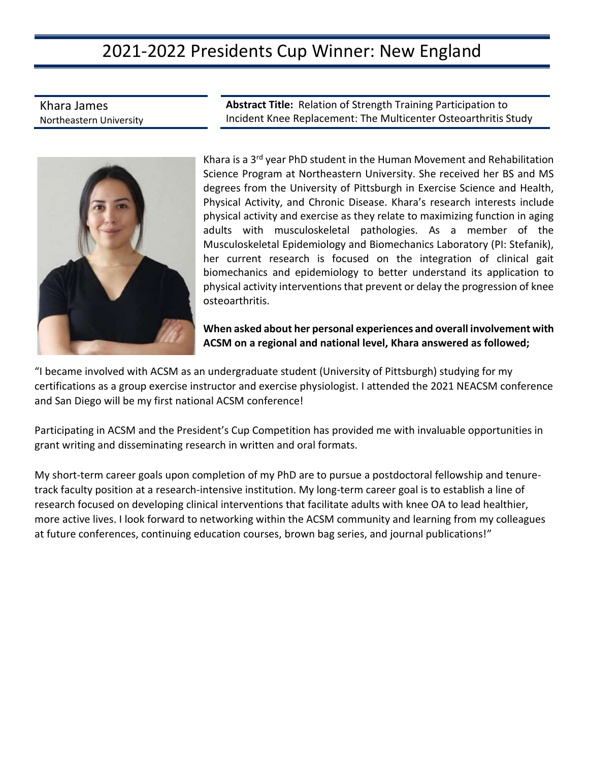# 2021-2022 Presidents Cup Winner: New England

Khara James
Northeastern University

**Abstract Title:** Relation of Strength Training Participation to Incident Knee Replacement: The Multicenter Osteoarthritis Study

Khara is a 3rd year PhD student in the Human Movement and Rehabilitation Science Program at Northeastern University. She received her BS and MS degrees from the University of Pittsburgh in Exercise Science and Health, Physical Activity, and Chronic Disease. Khara's research interests include physical activity and exercise as they relate to maximizing function in aging adults with musculoskeletal pathologies. As a member of the Musculoskeletal Epidemiology and Biomechanics Laboratory (PI: Stefanik), her current research is focused on the integration of clinical gait biomechanics and epidemiology to better understand its application to physical activity interventions that prevent or delay the progression of knee osteoarthritis.

**When asked about her personal experiences and overall involvement with ACSM on a regional and national level, Khara answered as followed;**

"I became involved with ACSM as an undergraduate student (University of Pittsburgh) studying for my certifications as a group exercise instructor and exercise physiologist. I attended the 2021 NEACSM conference and San Diego will be my first national ACSM conference!

Participating in ACSM and the President's Cup Competition has provided me with invaluable opportunities in grant writing and disseminating research in written and oral formats.

My short-term career goals upon completion of my PhD are to pursue a postdoctoral fellowship and tenure-track faculty position at a research-intensive institution. My long-term career goal is to establish a line of research focused on developing clinical interventions that facilitate adults with knee OA to lead healthier, more active lives. I look forward to networking within the ACSM community and learning from my colleagues at future conferences, continuing education courses, brown bag series, and journal publications!"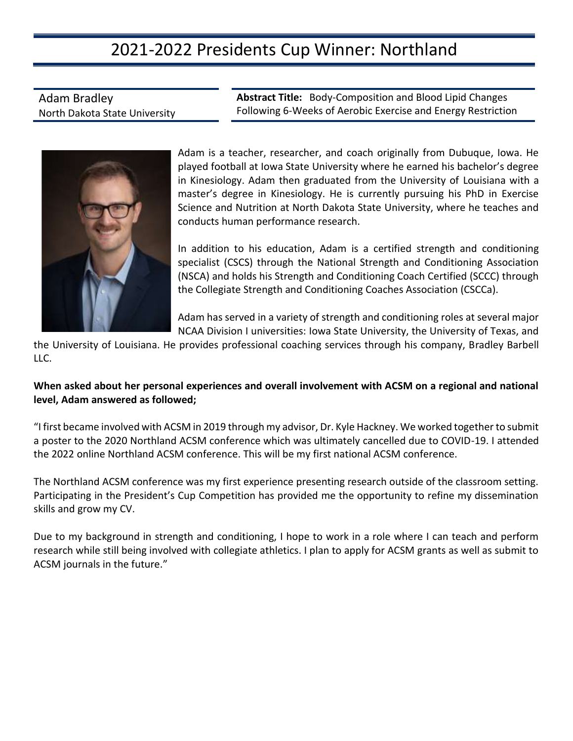# 2021-2022 Presidents Cup Winner: Northland

Adam Bradley
North Dakota State University

**Abstract Title:** Body-Composition and Blood Lipid Changes Following 6-Weeks of Aerobic Exercise and Energy Restriction

Adam is a teacher, researcher, and coach originally from Dubuque, Iowa. He played football at Iowa State University where he earned his bachelor's degree in Kinesiology. Adam then graduated from the University of Louisiana with a master's degree in Kinesiology. He is currently pursuing his PhD in Exercise Science and Nutrition at North Dakota State University, where he teaches and conducts human performance research.

In addition to his education, Adam is a certified strength and conditioning specialist (CSCS) through the National Strength and Conditioning Association (NSCA) and holds his Strength and Conditioning Coach Certified (SCCC) through the Collegiate Strength and Conditioning Coaches Association (CSCCa).

Adam has served in a variety of strength and conditioning roles at several major NCAA Division I universities: Iowa State University, the University of Texas, and the University of Louisiana. He provides professional coaching services through his company, Bradley Barbell LLC.

**When asked about her personal experiences and overall involvement with ACSM on a regional and national level, Adam answered as followed;**

"I first became involved with ACSM in 2019 through my advisor, Dr. Kyle Hackney. We worked together to submit a poster to the 2020 Northland ACSM conference which was ultimately cancelled due to COVID-19. I attended the 2022 online Northland ACSM conference. This will be my first national ACSM conference.

The Northland ACSM conference was my first experience presenting research outside of the classroom setting. Participating in the President's Cup Competition has provided me the opportunity to refine my dissemination skills and grow my CV.

Due to my background in strength and conditioning, I hope to work in a role where I can teach and perform research while still being involved with collegiate athletics. I plan to apply for ACSM grants as well as submit to ACSM journals in the future."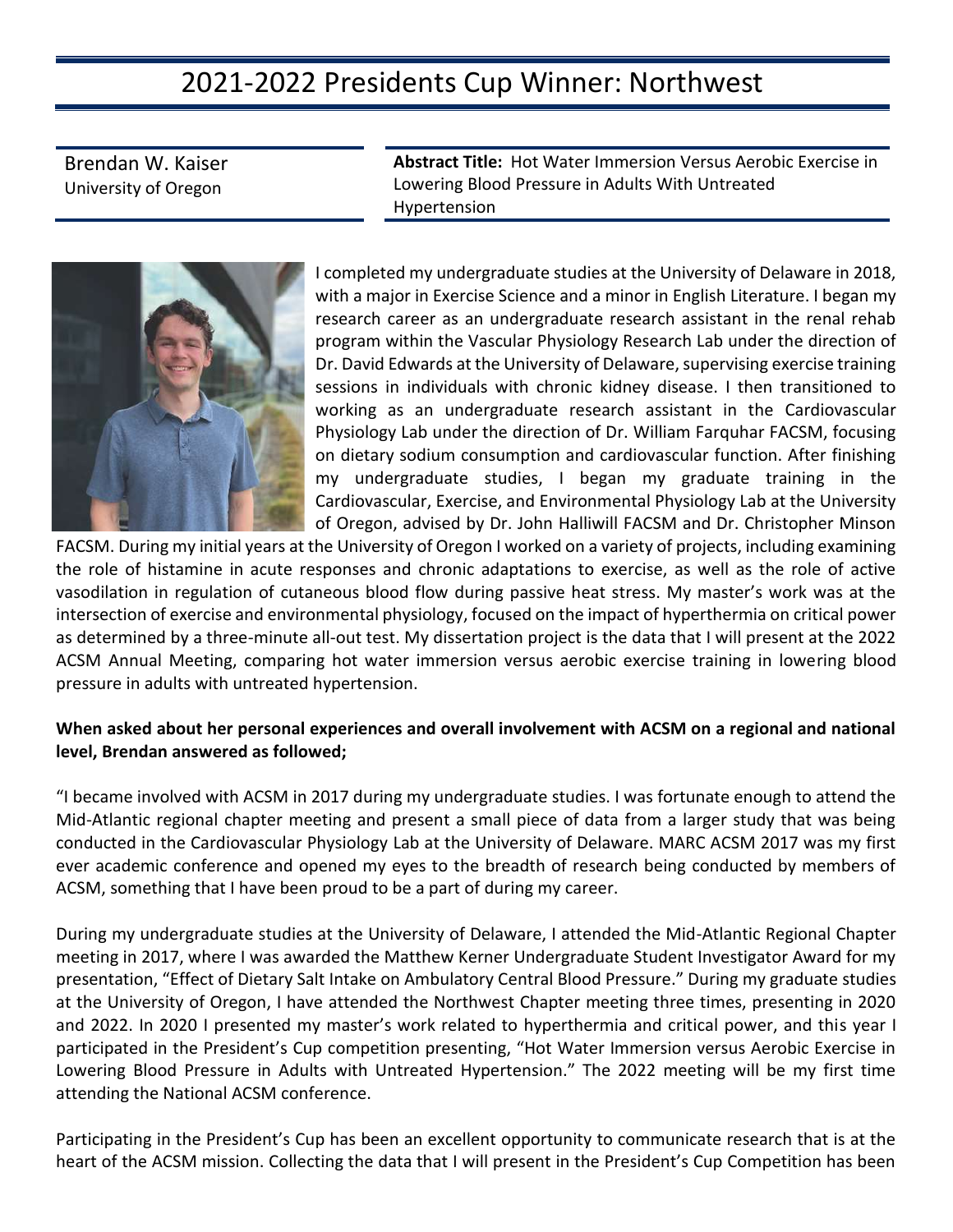# 2021-2022 Presidents Cup Winner: Northwest

Brendan W. Kaiser
University of Oregon

**Abstract Title:** Hot Water Immersion Versus Aerobic Exercise in Lowering Blood Pressure in Adults With Untreated Hypertension

I completed my undergraduate studies at the University of Delaware in 2018, with a major in Exercise Science and a minor in English Literature. I began my research career as an undergraduate research assistant in the renal rehab program within the Vascular Physiology Research Lab under the direction of Dr. David Edwards at the University of Delaware, supervising exercise training sessions in individuals with chronic kidney disease. I then transitioned to working as an undergraduate research assistant in the Cardiovascular Physiology Lab under the direction of Dr. William Farquhar FACSM, focusing on dietary sodium consumption and cardiovascular function. After finishing my undergraduate studies, I began my graduate training in the Cardiovascular, Exercise, and Environmental Physiology Lab at the University of Oregon, advised by Dr. John Halliwill FACSM and Dr. Christopher Minson FACSM. During my initial years at the University of Oregon I worked on a variety of projects, including examining the role of histamine in acute responses and chronic adaptations to exercise, as well as the role of active vasodilation in regulation of cutaneous blood flow during passive heat stress. My master's work was at the intersection of exercise and environmental physiology, focused on the impact of hyperthermia on critical power as determined by a three-minute all-out test. My dissertation project is the data that I will present at the 2022 ACSM Annual Meeting, comparing hot water immersion versus aerobic exercise training in lowering blood pressure in adults with untreated hypertension.

**When asked about her personal experiences and overall involvement with ACSM on a regional and national level, Brendan answered as followed;**

"I became involved with ACSM in 2017 during my undergraduate studies. I was fortunate enough to attend the Mid-Atlantic regional chapter meeting and present a small piece of data from a larger study that was being conducted in the Cardiovascular Physiology Lab at the University of Delaware. MARC ACSM 2017 was my first ever academic conference and opened my eyes to the breadth of research being conducted by members of ACSM, something that I have been proud to be a part of during my career.

During my undergraduate studies at the University of Delaware, I attended the Mid-Atlantic Regional Chapter meeting in 2017, where I was awarded the Matthew Kerner Undergraduate Student Investigator Award for my presentation, "Effect of Dietary Salt Intake on Ambulatory Central Blood Pressure." During my graduate studies at the University of Oregon, I have attended the Northwest Chapter meeting three times, presenting in 2020 and 2022. In 2020 I presented my master's work related to hyperthermia and critical power, and this year I participated in the President's Cup competition presenting, "Hot Water Immersion versus Aerobic Exercise in Lowering Blood Pressure in Adults with Untreated Hypertension." The 2022 meeting will be my first time attending the National ACSM conference.

Participating in the President's Cup has been an excellent opportunity to communicate research that is at the heart of the ACSM mission. Collecting the data that I will present in the President's Cup Competition has been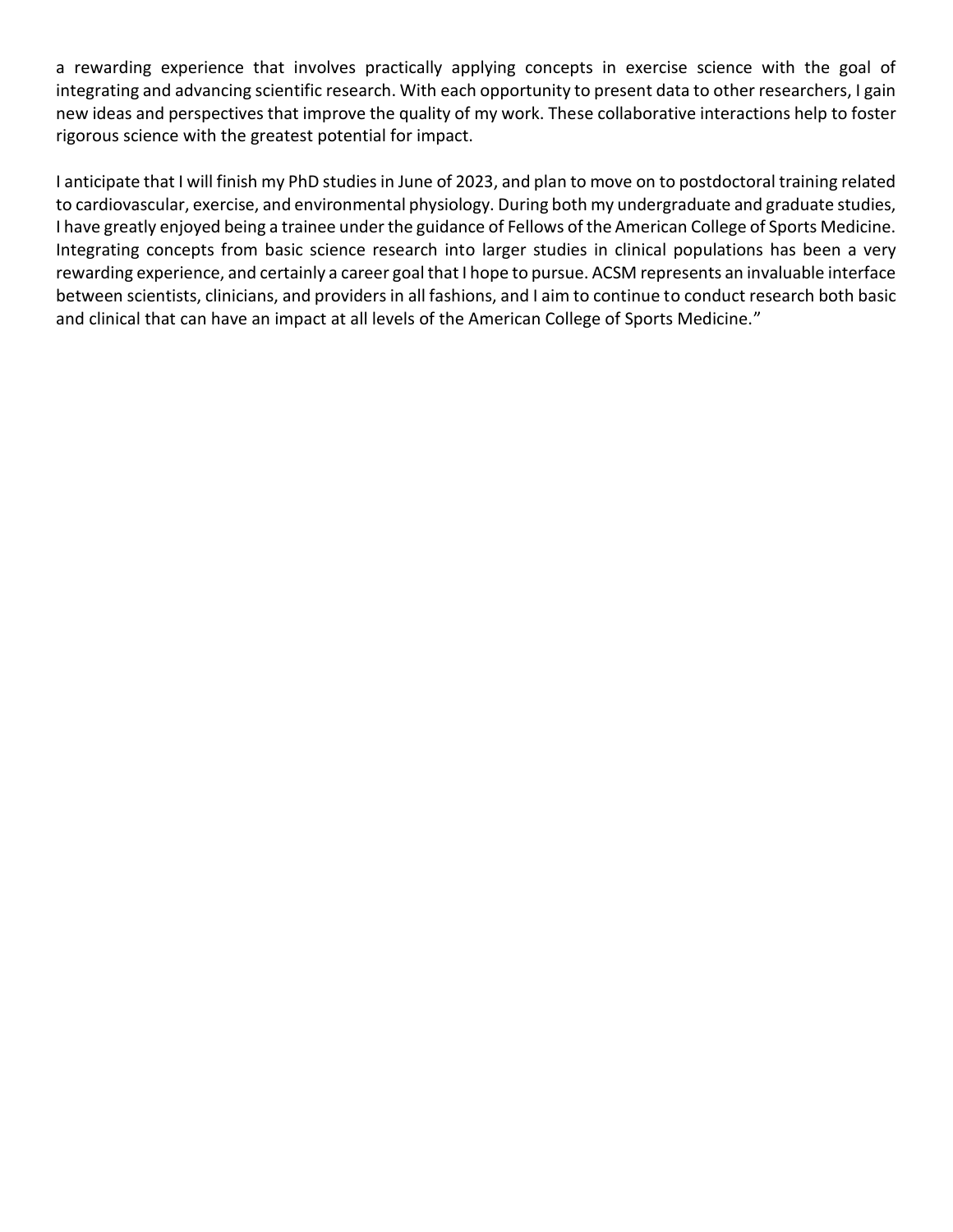a rewarding experience that involves practically applying concepts in exercise science with the goal of integrating and advancing scientific research. With each opportunity to present data to other researchers, I gain new ideas and perspectives that improve the quality of my work. These collaborative interactions help to foster rigorous science with the greatest potential for impact.

I anticipate that I will finish my PhD studies in June of 2023, and plan to move on to postdoctoral training related to cardiovascular, exercise, and environmental physiology. During both my undergraduate and graduate studies, I have greatly enjoyed being a trainee under the guidance of Fellows of the American College of Sports Medicine. Integrating concepts from basic science research into larger studies in clinical populations has been a very rewarding experience, and certainly a career goal that I hope to pursue. ACSM represents an invaluable interface between scientists, clinicians, and providers in all fashions, and I aim to continue to conduct research both basic and clinical that can have an impact at all levels of the American College of Sports Medicine."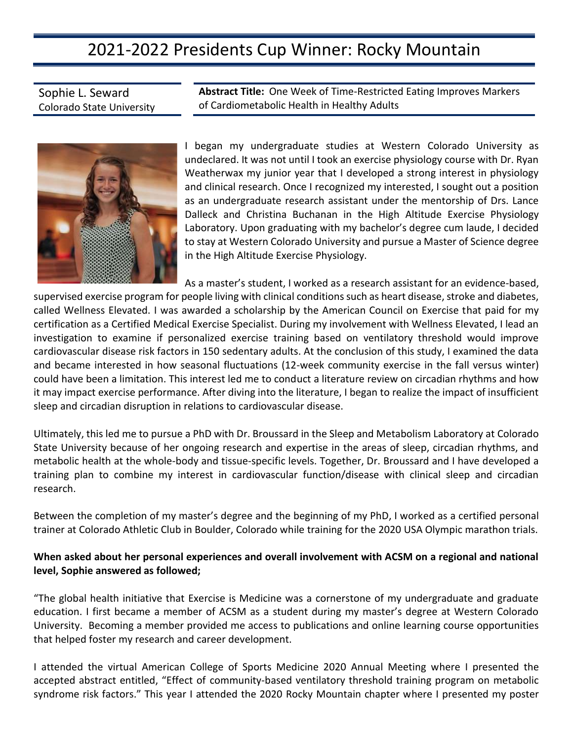# 2021-2022 Presidents Cup Winner: Rocky Mountain

Sophie L. Seward
Colorado State University

**Abstract Title:** One Week of Time-Restricted Eating Improves Markers of Cardiometabolic Health in Healthy Adults

I began my undergraduate studies at Western Colorado University as undeclared. It was not until I took an exercise physiology course with Dr. Ryan Weatherwax my junior year that I developed a strong interest in physiology and clinical research. Once I recognized my interested, I sought out a position as an undergraduate research assistant under the mentorship of Drs. Lance Dalleck and Christina Buchanan in the High Altitude Exercise Physiology Laboratory. Upon graduating with my bachelor's degree cum laude, I decided to stay at Western Colorado University and pursue a Master of Science degree in the High Altitude Exercise Physiology.

As a master's student, I worked as a research assistant for an evidence-based, supervised exercise program for people living with clinical conditions such as heart disease, stroke and diabetes, called Wellness Elevated. I was awarded a scholarship by the American Council on Exercise that paid for my certification as a Certified Medical Exercise Specialist. During my involvement with Wellness Elevated, I lead an investigation to examine if personalized exercise training based on ventilatory threshold would improve cardiovascular disease risk factors in 150 sedentary adults. At the conclusion of this study, I examined the data and became interested in how seasonal fluctuations (12-week community exercise in the fall versus winter) could have been a limitation. This interest led me to conduct a literature review on circadian rhythms and how it may impact exercise performance. After diving into the literature, I began to realize the impact of insufficient sleep and circadian disruption in relations to cardiovascular disease.

Ultimately, this led me to pursue a PhD with Dr. Broussard in the Sleep and Metabolism Laboratory at Colorado State University because of her ongoing research and expertise in the areas of sleep, circadian rhythms, and metabolic health at the whole-body and tissue-specific levels. Together, Dr. Broussard and I have developed a training plan to combine my interest in cardiovascular function/disease with clinical sleep and circadian research.

Between the completion of my master's degree and the beginning of my PhD, I worked as a certified personal trainer at Colorado Athletic Club in Boulder, Colorado while training for the 2020 USA Olympic marathon trials.

**When asked about her personal experiences and overall involvement with ACSM on a regional and national level, Sophie answered as followed;**

"The global health initiative that Exercise is Medicine was a cornerstone of my undergraduate and graduate education. I first became a member of ACSM as a student during my master's degree at Western Colorado University. Becoming a member provided me access to publications and online learning course opportunities that helped foster my research and career development.

I attended the virtual American College of Sports Medicine 2020 Annual Meeting where I presented the accepted abstract entitled, "Effect of community-based ventilatory threshold training program on metabolic syndrome risk factors." This year I attended the 2020 Rocky Mountain chapter where I presented my poster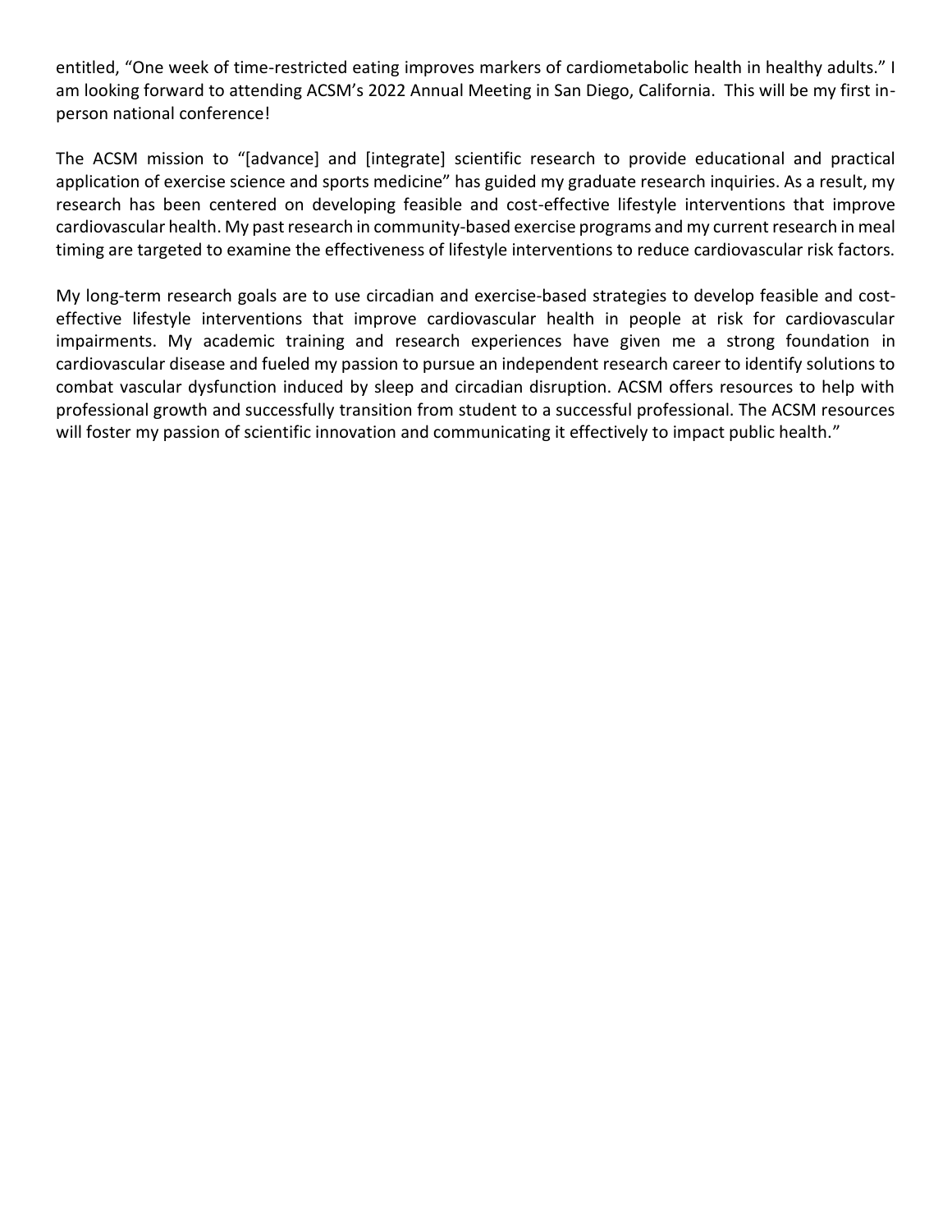entitled, “One week of time-restricted eating improves markers of cardiometabolic health in healthy adults.” I am looking forward to attending ACSM’s 2022 Annual Meeting in San Diego, California. This will be my first in-person national conference!

The ACSM mission to “[advance] and [integrate] scientific research to provide educational and practical application of exercise science and sports medicine” has guided my graduate research inquiries. As a result, my research has been centered on developing feasible and cost-effective lifestyle interventions that improve cardiovascular health. My past research in community-based exercise programs and my current research in meal timing are targeted to examine the effectiveness of lifestyle interventions to reduce cardiovascular risk factors.

My long-term research goals are to use circadian and exercise-based strategies to develop feasible and cost-effective lifestyle interventions that improve cardiovascular health in people at risk for cardiovascular impairments. My academic training and research experiences have given me a strong foundation in cardiovascular disease and fueled my passion to pursue an independent research career to identify solutions to combat vascular dysfunction induced by sleep and circadian disruption. ACSM offers resources to help with professional growth and successfully transition from student to a successful professional. The ACSM resources will foster my passion of scientific innovation and communicating it effectively to impact public health.”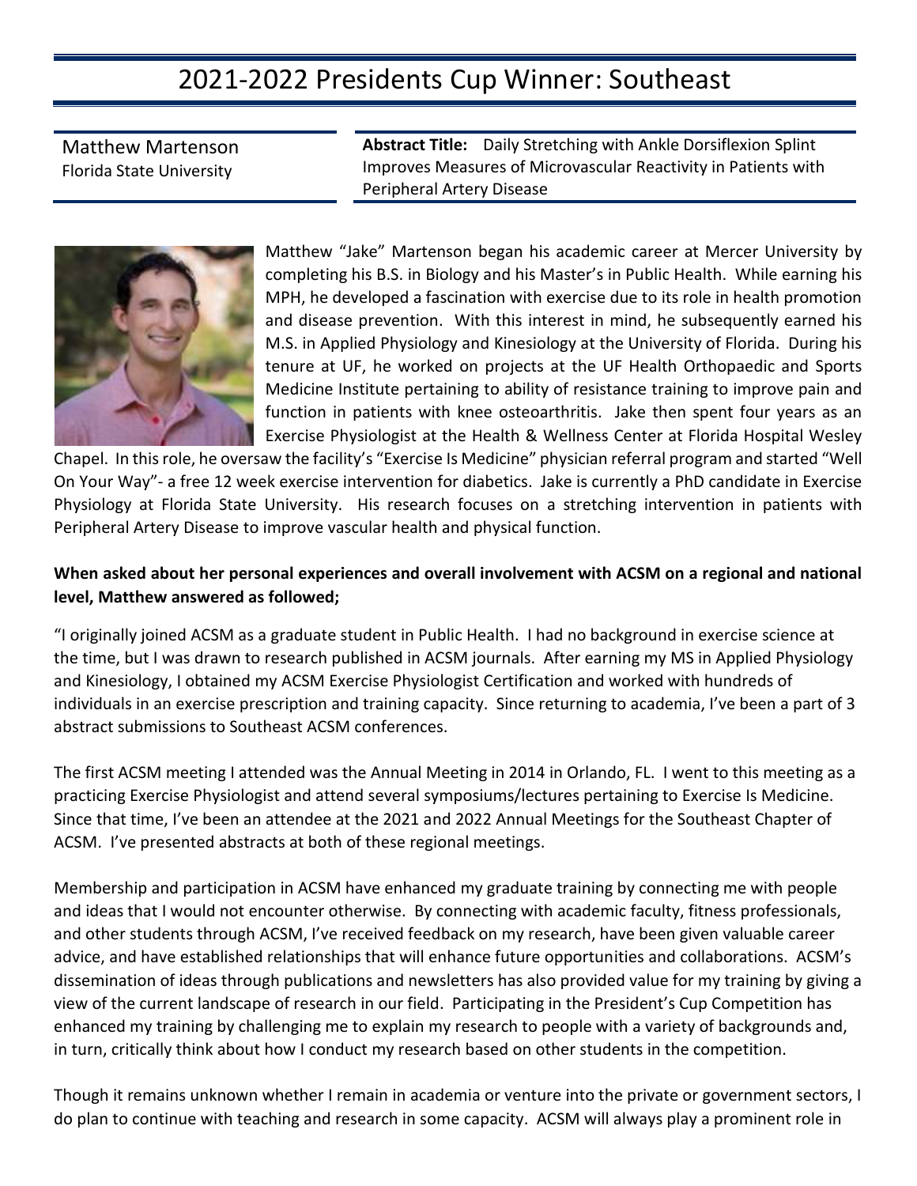# 2021-2022 Presidents Cup Winner: Southeast

Matthew Martenson
Florida State University

**Abstract Title:** Daily Stretching with Ankle Dorsiflexion Splint Improves Measures of Microvascular Reactivity in Patients with Peripheral Artery Disease

Matthew "Jake" Martenson began his academic career at Mercer University by completing his B.S. in Biology and his Master's in Public Health. While earning his MPH, he developed a fascination with exercise due to its role in health promotion and disease prevention. With this interest in mind, he subsequently earned his M.S. in Applied Physiology and Kinesiology at the University of Florida. During his tenure at UF, he worked on projects at the UF Health Orthopaedic and Sports Medicine Institute pertaining to ability of resistance training to improve pain and function in patients with knee osteoarthritis. Jake then spent four years as an Exercise Physiologist at the Health & Wellness Center at Florida Hospital Wesley Chapel. In this role, he oversaw the facility's "Exercise Is Medicine" physician referral program and started "Well On Your Way"- a free 12 week exercise intervention for diabetics. Jake is currently a PhD candidate in Exercise Physiology at Florida State University. His research focuses on a stretching intervention in patients with Peripheral Artery Disease to improve vascular health and physical function.

**When asked about her personal experiences and overall involvement with ACSM on a regional and national level, Matthew answered as followed;**

"I originally joined ACSM as a graduate student in Public Health. I had no background in exercise science at the time, but I was drawn to research published in ACSM journals. After earning my MS in Applied Physiology and Kinesiology, I obtained my ACSM Exercise Physiologist Certification and worked with hundreds of individuals in an exercise prescription and training capacity. Since returning to academia, I've been a part of 3 abstract submissions to Southeast ACSM conferences.

The first ACSM meeting I attended was the Annual Meeting in 2014 in Orlando, FL. I went to this meeting as a practicing Exercise Physiologist and attend several symposiums/lectures pertaining to Exercise Is Medicine. Since that time, I've been an attendee at the 2021 and 2022 Annual Meetings for the Southeast Chapter of ACSM. I've presented abstracts at both of these regional meetings.

Membership and participation in ACSM have enhanced my graduate training by connecting me with people and ideas that I would not encounter otherwise. By connecting with academic faculty, fitness professionals, and other students through ACSM, I've received feedback on my research, have been given valuable career advice, and have established relationships that will enhance future opportunities and collaborations. ACSM's dissemination of ideas through publications and newsletters has also provided value for my training by giving a view of the current landscape of research in our field. Participating in the President's Cup Competition has enhanced my training by challenging me to explain my research to people with a variety of backgrounds and, in turn, critically think about how I conduct my research based on other students in the competition.

Though it remains unknown whether I remain in academia or venture into the private or government sectors, I do plan to continue with teaching and research in some capacity. ACSM will always play a prominent role in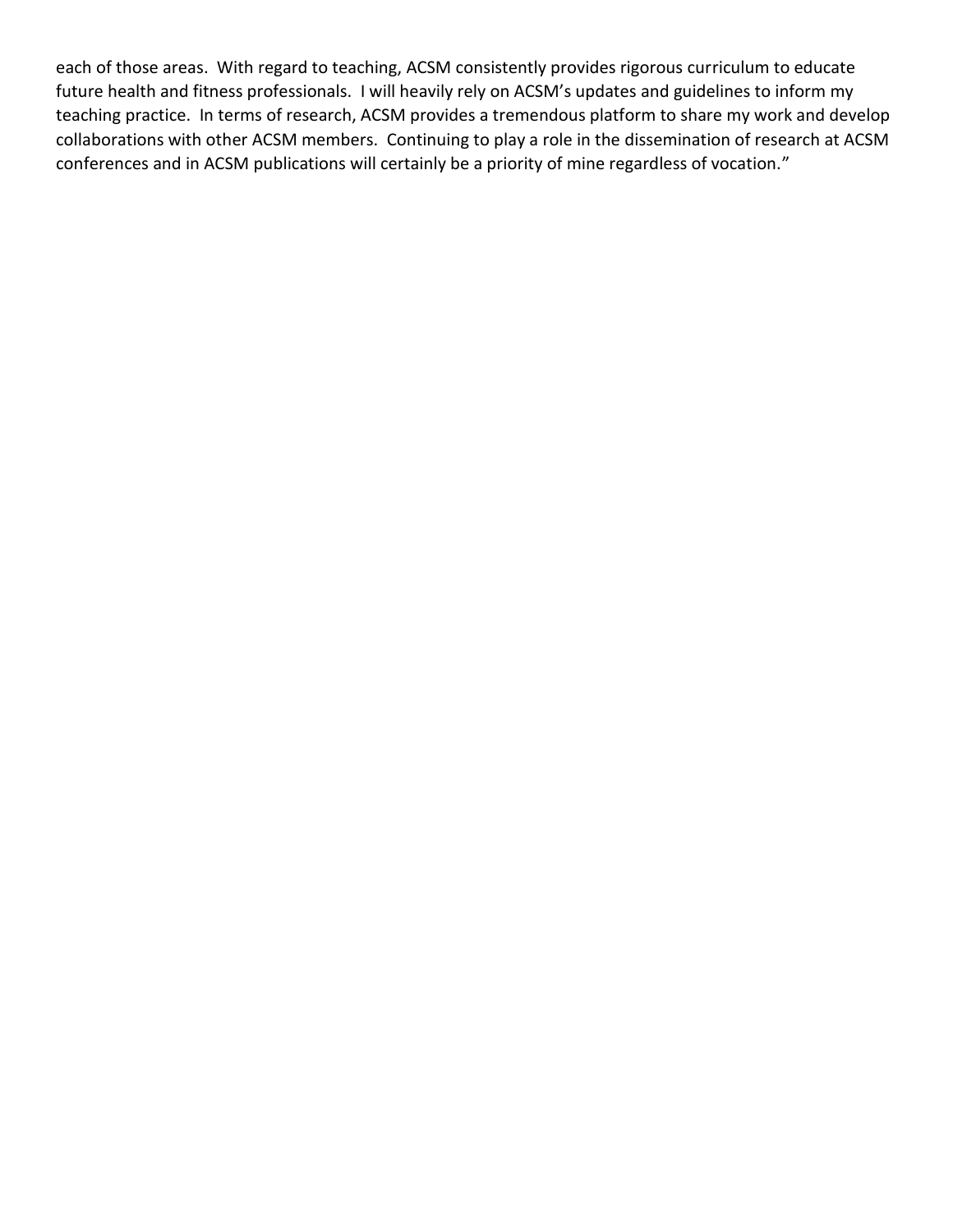each of those areas.  With regard to teaching, ACSM consistently provides rigorous curriculum to educate future health and fitness professionals.  I will heavily rely on ACSM's updates and guidelines to inform my teaching practice.  In terms of research, ACSM provides a tremendous platform to share my work and develop collaborations with other ACSM members.  Continuing to play a role in the dissemination of research at ACSM conferences and in ACSM publications will certainly be a priority of mine regardless of vocation."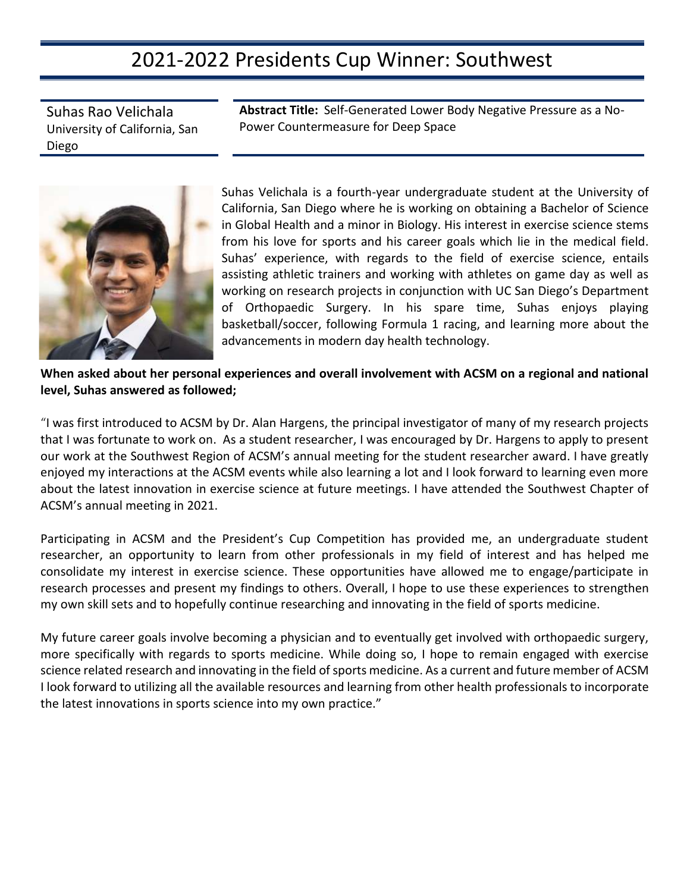# 2021-2022 Presidents Cup Winner: Southwest

Suhas Rao Velichala
University of California, San Diego

**Abstract Title:** Self-Generated Lower Body Negative Pressure as a No-Power Countermeasure for Deep Space

Suhas Velichala is a fourth-year undergraduate student at the University of California, San Diego where he is working on obtaining a Bachelor of Science in Global Health and a minor in Biology. His interest in exercise science stems from his love for sports and his career goals which lie in the medical field. Suhas' experience, with regards to the field of exercise science, entails assisting athletic trainers and working with athletes on game day as well as working on research projects in conjunction with UC San Diego's Department of Orthopaedic Surgery. In his spare time, Suhas enjoys playing basketball/soccer, following Formula 1 racing, and learning more about the advancements in modern day health technology.

**When asked about her personal experiences and overall involvement with ACSM on a regional and national level, Suhas answered as followed;**

"I was first introduced to ACSM by Dr. Alan Hargens, the principal investigator of many of my research projects that I was fortunate to work on. As a student researcher, I was encouraged by Dr. Hargens to apply to present our work at the Southwest Region of ACSM's annual meeting for the student researcher award. I have greatly enjoyed my interactions at the ACSM events while also learning a lot and I look forward to learning even more about the latest innovation in exercise science at future meetings. I have attended the Southwest Chapter of ACSM's annual meeting in 2021.

Participating in ACSM and the President's Cup Competition has provided me, an undergraduate student researcher, an opportunity to learn from other professionals in my field of interest and has helped me consolidate my interest in exercise science. These opportunities have allowed me to engage/participate in research processes and present my findings to others. Overall, I hope to use these experiences to strengthen my own skill sets and to hopefully continue researching and innovating in the field of sports medicine.

My future career goals involve becoming a physician and to eventually get involved with orthopaedic surgery, more specifically with regards to sports medicine. While doing so, I hope to remain engaged with exercise science related research and innovating in the field of sports medicine. As a current and future member of ACSM I look forward to utilizing all the available resources and learning from other health professionals to incorporate the latest innovations in sports science into my own practice."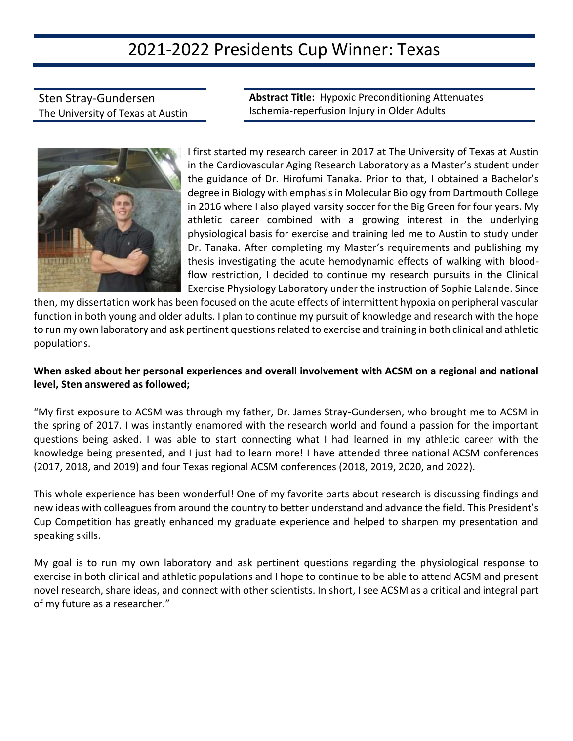# 2021-2022 Presidents Cup Winner: Texas

Sten Stray-Gundersen
The University of Texas at Austin

**Abstract Title:** Hypoxic Preconditioning Attenuates Ischemia-reperfusion Injury in Older Adults

I first started my research career in 2017 at The University of Texas at Austin in the Cardiovascular Aging Research Laboratory as a Master's student under the guidance of Dr. Hirofumi Tanaka. Prior to that, I obtained a Bachelor's degree in Biology with emphasis in Molecular Biology from Dartmouth College in 2016 where I also played varsity soccer for the Big Green for four years. My athletic career combined with a growing interest in the underlying physiological basis for exercise and training led me to Austin to study under Dr. Tanaka. After completing my Master's requirements and publishing my thesis investigating the acute hemodynamic effects of walking with blood-flow restriction, I decided to continue my research pursuits in the Clinical Exercise Physiology Laboratory under the instruction of Sophie Lalande. Since then, my dissertation work has been focused on the acute effects of intermittent hypoxia on peripheral vascular function in both young and older adults. I plan to continue my pursuit of knowledge and research with the hope to run my own laboratory and ask pertinent questions related to exercise and training in both clinical and athletic populations.

**When asked about her personal experiences and overall involvement with ACSM on a regional and national level, Sten answered as followed;**

"My first exposure to ACSM was through my father, Dr. James Stray-Gundersen, who brought me to ACSM in the spring of 2017. I was instantly enamored with the research world and found a passion for the important questions being asked. I was able to start connecting what I had learned in my athletic career with the knowledge being presented, and I just had to learn more! I have attended three national ACSM conferences (2017, 2018, and 2019) and four Texas regional ACSM conferences (2018, 2019, 2020, and 2022).

This whole experience has been wonderful! One of my favorite parts about research is discussing findings and new ideas with colleagues from around the country to better understand and advance the field. This President's Cup Competition has greatly enhanced my graduate experience and helped to sharpen my presentation and speaking skills.

My goal is to run my own laboratory and ask pertinent questions regarding the physiological response to exercise in both clinical and athletic populations and I hope to continue to be able to attend ACSM and present novel research, share ideas, and connect with other scientists. In short, I see ACSM as a critical and integral part of my future as a researcher."